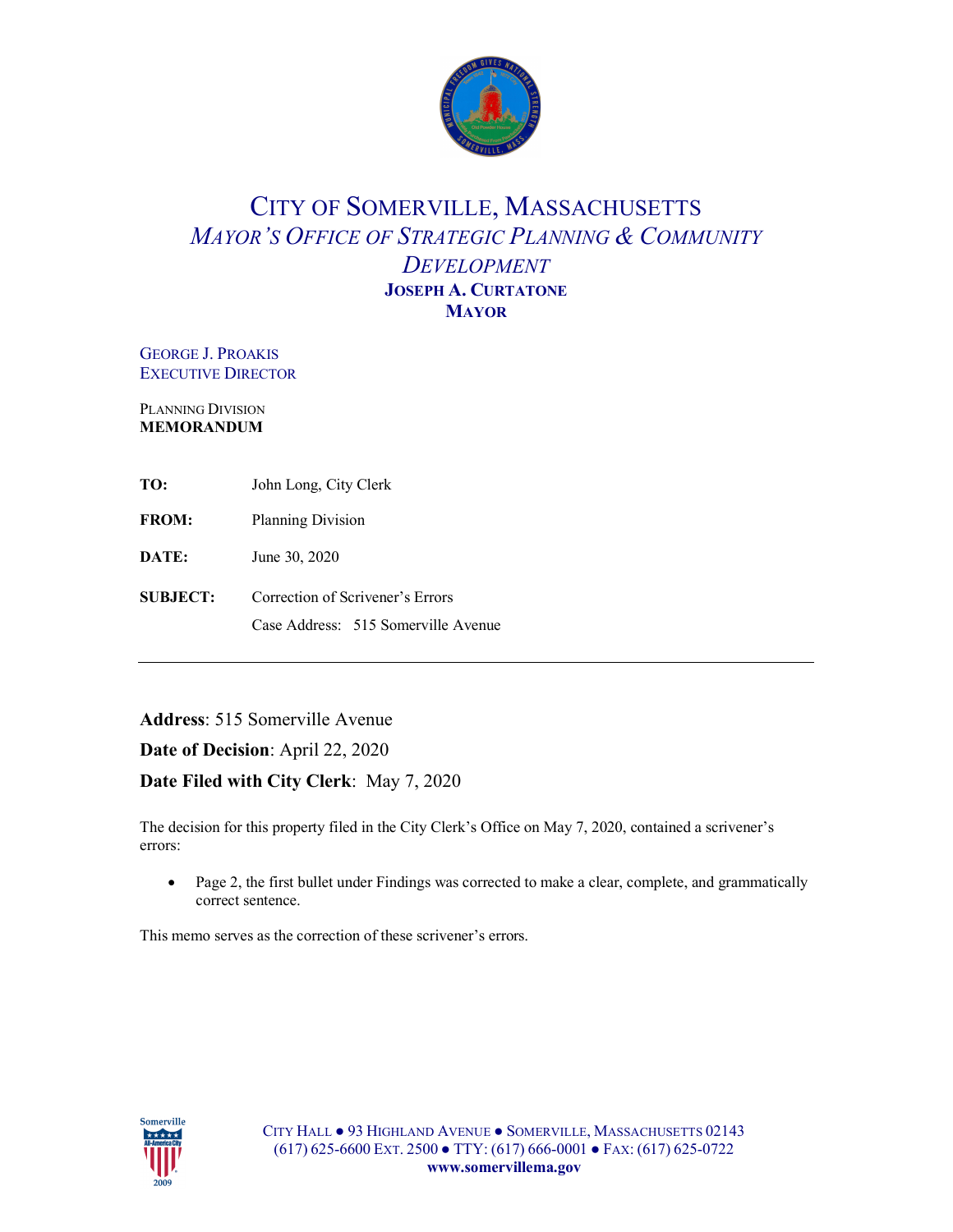# CITY OF SOMERVILLE, MASSACHUSETTS

## *MAYOR'S OFFICE OF STRATEGIC PLANNING & COMMUNITY DEVELOPMENT*

**JOSEPH A. CURTATONE**
**MAYOR**

GEORGE J. PROAKIS
EXECUTIVE DIRECTOR

PLANNING DIVISION
**MEMORANDUM**

**TO:** John Long, City Clerk

**FROM:** Planning Division

**DATE:** June 30, 2020

**SUBJECT:** Correction of Scrivener's Errors
Case Address: 515 Somerville Avenue

---

**Address**: 515 Somerville Avenue

**Date of Decision**: April 22, 2020

**Date Filed with City Clerk**: May 7, 2020

The decision for this property filed in the City Clerk's Office on May 7, 2020, contained a scrivener's errors:

- Page 2, the first bullet under Findings was corrected to make a clear, complete, and grammatically correct sentence.

This memo serves as the correction of these scrivener's errors.

CITY HALL ● 93 HIGHLAND AVENUE ● SOMERVILLE, MASSACHUSETTS 02143
(617) 625-6600 EXT. 2500 ● TTY: (617) 666-0001 ● FAX: (617) 625-0722
**www.somervillema.gov**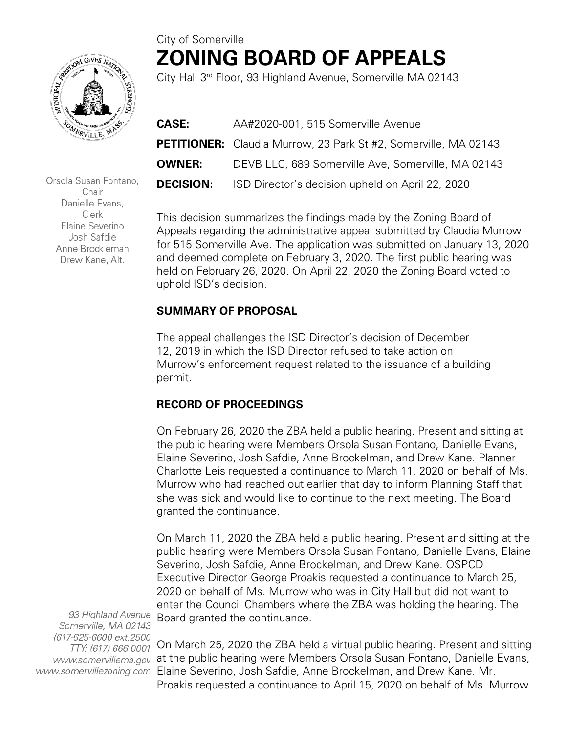City of Somerville

# ZONING BOARD OF APPEALS

City Hall 3rd Floor, 93 Highland Avenue, Somerville MA 02143

Orsola Susan Fontano, Chair
Danielle Evans, Clerk
Elaine Severino
Josh Safdie
Anne Brockleman
Drew Kane, Alt.

**CASE:** AA#2020-001, 515 Somerville Avenue

**PETITIONER:** Claudia Murrow, 23 Park St #2, Somerville, MA 02143

**OWNER:** DEVB LLC, 689 Somerville Ave, Somerville, MA 02143

**DECISION:** ISD Director's decision upheld on April 22, 2020

This decision summarizes the findings made by the Zoning Board of Appeals regarding the administrative appeal submitted by Claudia Murrow for 515 Somerville Ave. The application was submitted on January 13, 2020 and deemed complete on February 3, 2020. The first public hearing was held on February 26, 2020. On April 22, 2020 the Zoning Board voted to uphold ISD's decision.

## SUMMARY OF PROPOSAL

The appeal challenges the ISD Director's decision of December 12, 2019 in which the ISD Director refused to take action on Murrow's enforcement request related to the issuance of a building permit.

## RECORD OF PROCEEDINGS

On February 26, 2020 the ZBA held a public hearing. Present and sitting at the public hearing were Members Orsola Susan Fontano, Danielle Evans, Elaine Severino, Josh Safdie, Anne Brockelman, and Drew Kane. Planner Charlotte Leis requested a continuance to March 11, 2020 on behalf of Ms. Murrow who had reached out earlier that day to inform Planning Staff that she was sick and would like to continue to the next meeting. The Board granted the continuance.

On March 11, 2020 the ZBA held a public hearing. Present and sitting at the public hearing were Members Orsola Susan Fontano, Danielle Evans, Elaine Severino, Josh Safdie, Anne Brockelman, and Drew Kane. OSPCD Executive Director George Proakis requested a continuance to March 25, 2020 on behalf of Ms. Murrow who was in City Hall but did not want to enter the Council Chambers where the ZBA was holding the hearing. The Board granted the continuance.

On March 25, 2020 the ZBA held a virtual public hearing. Present and sitting at the public hearing were Members Orsola Susan Fontano, Danielle Evans, Elaine Severino, Josh Safdie, Anne Brockelman, and Drew Kane. Mr. Proakis requested a continuance to April 15, 2020 on behalf of Ms. Murrow

93 Highland Avenue
Somerville, MA 02143
(617-625-6600 ext.2500
TTY: (617) 666-0001
www.somervillema.gov
www.somervillezoning.com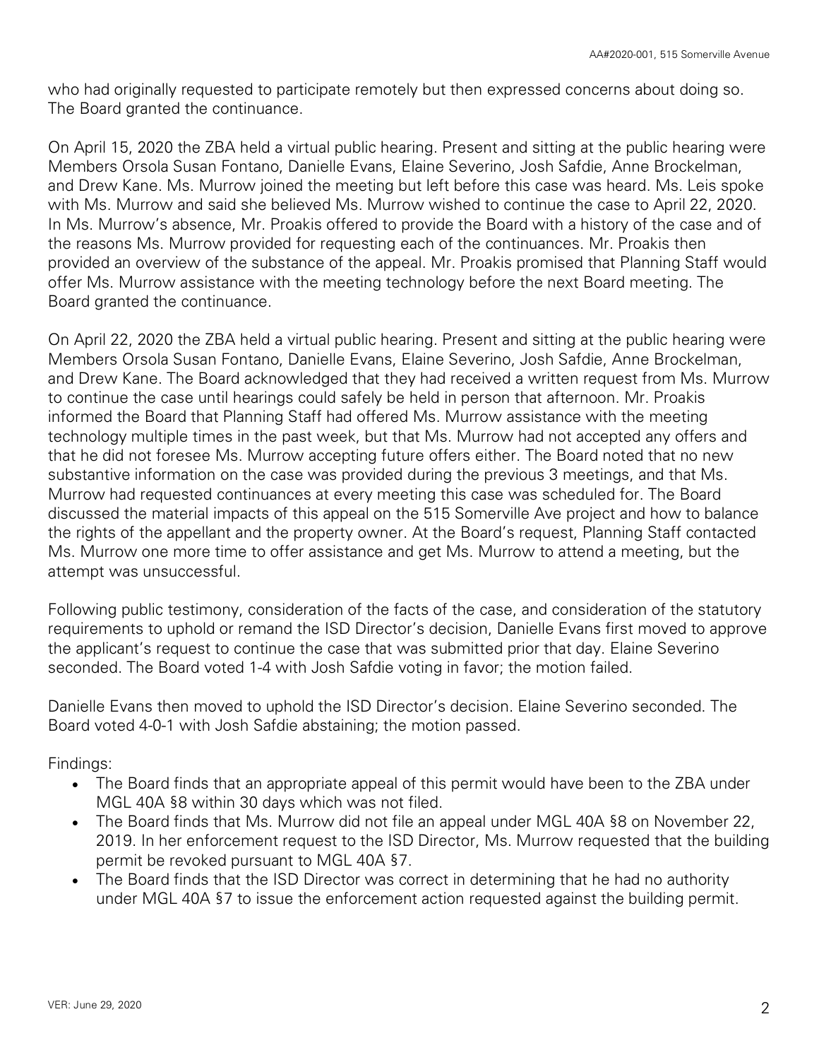who had originally requested to participate remotely but then expressed concerns about doing so. The Board granted the continuance.

On April 15, 2020 the ZBA held a virtual public hearing. Present and sitting at the public hearing were Members Orsola Susan Fontano, Danielle Evans, Elaine Severino, Josh Safdie, Anne Brockelman, and Drew Kane. Ms. Murrow joined the meeting but left before this case was heard. Ms. Leis spoke with Ms. Murrow and said she believed Ms. Murrow wished to continue the case to April 22, 2020. In Ms. Murrow's absence, Mr. Proakis offered to provide the Board with a history of the case and of the reasons Ms. Murrow provided for requesting each of the continuances. Mr. Proakis then provided an overview of the substance of the appeal. Mr. Proakis promised that Planning Staff would offer Ms. Murrow assistance with the meeting technology before the next Board meeting. The Board granted the continuance.

On April 22, 2020 the ZBA held a virtual public hearing. Present and sitting at the public hearing were Members Orsola Susan Fontano, Danielle Evans, Elaine Severino, Josh Safdie, Anne Brockelman, and Drew Kane. The Board acknowledged that they had received a written request from Ms. Murrow to continue the case until hearings could safely be held in person that afternoon. Mr. Proakis informed the Board that Planning Staff had offered Ms. Murrow assistance with the meeting technology multiple times in the past week, but that Ms. Murrow had not accepted any offers and that he did not foresee Ms. Murrow accepting future offers either. The Board noted that no new substantive information on the case was provided during the previous 3 meetings, and that Ms. Murrow had requested continuances at every meeting this case was scheduled for. The Board discussed the material impacts of this appeal on the 515 Somerville Ave project and how to balance the rights of the appellant and the property owner. At the Board's request, Planning Staff contacted Ms. Murrow one more time to offer assistance and get Ms. Murrow to attend a meeting, but the attempt was unsuccessful.

Following public testimony, consideration of the facts of the case, and consideration of the statutory requirements to uphold or remand the ISD Director's decision, Danielle Evans first moved to approve the applicant's request to continue the case that was submitted prior that day. Elaine Severino seconded. The Board voted 1-4 with Josh Safdie voting in favor; the motion failed.

Danielle Evans then moved to uphold the ISD Director's decision. Elaine Severino seconded. The Board voted 4-0-1 with Josh Safdie abstaining; the motion passed.

Findings:

- The Board finds that an appropriate appeal of this permit would have been to the ZBA under MGL 40A §8 within 30 days which was not filed.
- The Board finds that Ms. Murrow did not file an appeal under MGL 40A §8 on November 22, 2019. In her enforcement request to the ISD Director, Ms. Murrow requested that the building permit be revoked pursuant to MGL 40A §7.
- The Board finds that the ISD Director was correct in determining that he had no authority under MGL 40A §7 to issue the enforcement action requested against the building permit.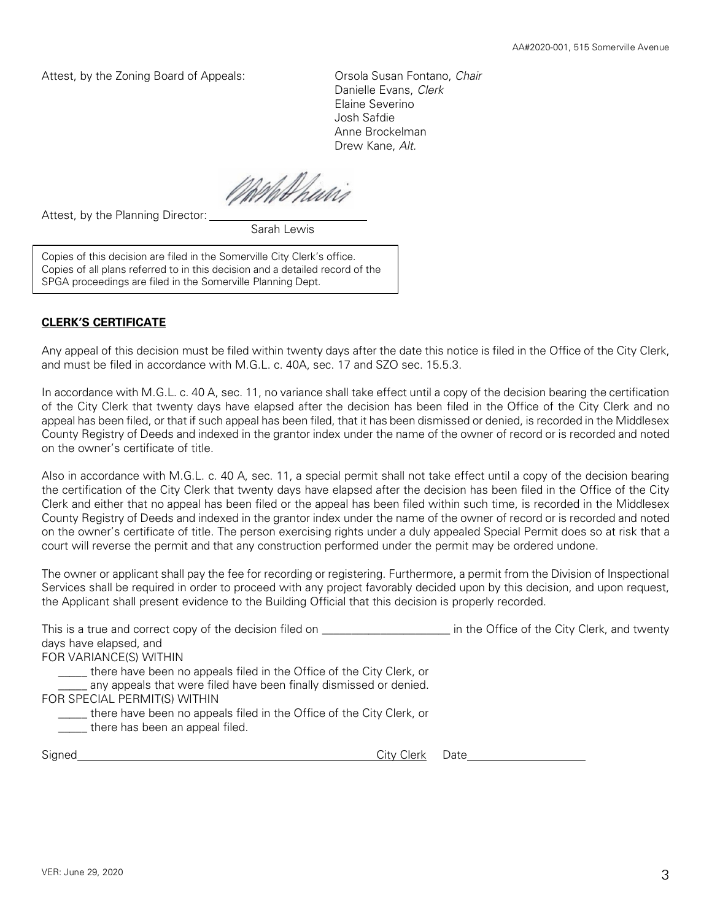Attest, by the Zoning Board of Appeals:

Orsola Susan Fontano, *Chair*
Danielle Evans, *Clerk*
Elaine Severino
Josh Safdie
Anne Brockelman
Drew Kane, *Alt.*

Attest, by the Planning Director: ___________________________
Sarah Lewis

Copies of this decision are filed in the Somerville City Clerk's office.
Copies of all plans referred to in this decision and a detailed record of the SPGA proceedings are filed in the Somerville Planning Dept.

**CLERK'S CERTIFICATE**

Any appeal of this decision must be filed within twenty days after the date this notice is filed in the Office of the City Clerk, and must be filed in accordance with M.G.L. c. 40A, sec. 17 and SZO sec. 15.5.3.

In accordance with M.G.L. c. 40 A, sec. 11, no variance shall take effect until a copy of the decision bearing the certification of the City Clerk that twenty days have elapsed after the decision has been filed in the Office of the City Clerk and no appeal has been filed, or that if such appeal has been filed, that it has been dismissed or denied, is recorded in the Middlesex County Registry of Deeds and indexed in the grantor index under the name of the owner of record or is recorded and noted on the owner's certificate of title.

Also in accordance with M.G.L. c. 40 A, sec. 11, a special permit shall not take effect until a copy of the decision bearing the certification of the City Clerk that twenty days have elapsed after the decision has been filed in the Office of the City Clerk and either that no appeal has been filed or the appeal has been filed within such time, is recorded in the Middlesex County Registry of Deeds and indexed in the grantor index under the name of the owner of record or is recorded and noted on the owner's certificate of title. The person exercising rights under a duly appealed Special Permit does so at risk that a court will reverse the permit and that any construction performed under the permit may be ordered undone.

The owner or applicant shall pay the fee for recording or registering. Furthermore, a permit from the Division of Inspectional Services shall be required in order to proceed with any project favorably decided upon by this decision, and upon request, the Applicant shall present evidence to the Building Official that this decision is properly recorded.

This is a true and correct copy of the decision filed on _____________________ in the Office of the City Clerk, and twenty days have elapsed, and

FOR VARIANCE(S) WITHIN

_____ there have been no appeals filed in the Office of the City Clerk, or
_____ any appeals that were filed have been finally dismissed or denied.

FOR SPECIAL PERMIT(S) WITHIN

_____ there have been no appeals filed in the Office of the City Clerk, or
_____ there has been an appeal filed.

Signed___________________________________________________ City Clerk Date___________________

VER: June 29, 2020